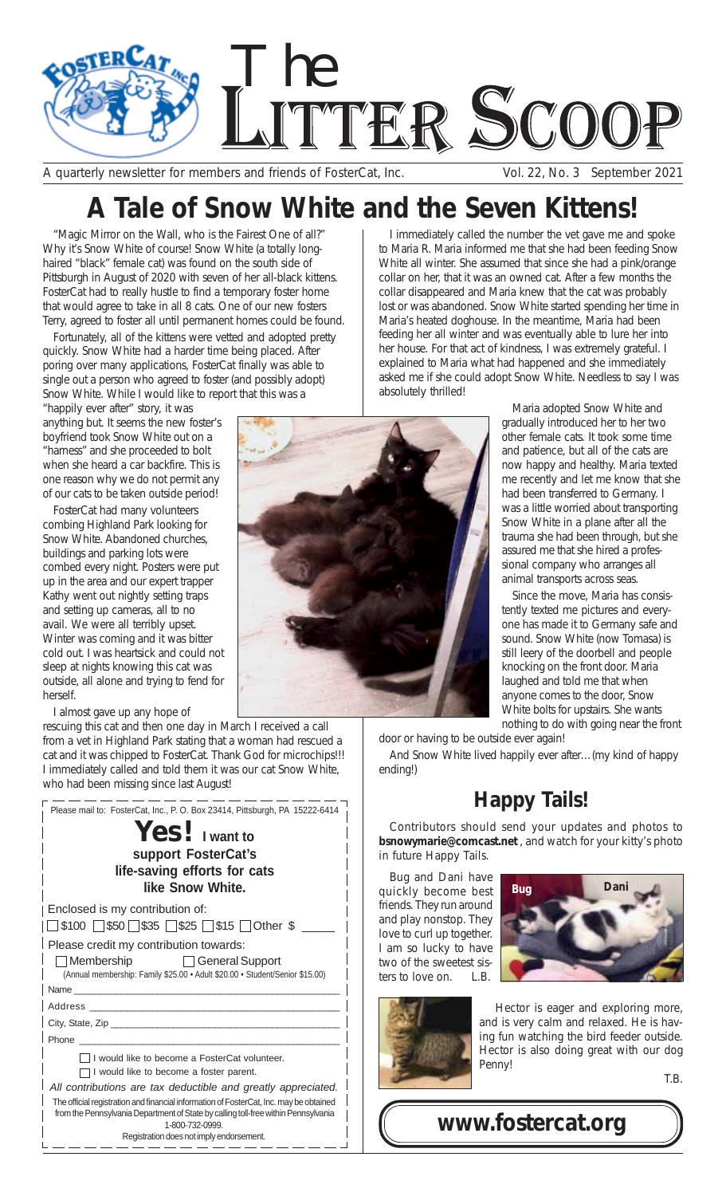# The Litter Scoop

A quarterly newsletter for members and friends of FosterCat, Inc. Vol. 22, No. 3 September 2021

# A Tale of Snow White and the Seven Kittens!

"Magic Mirror on the Wall, who is the Fairest One of all?" Why it's Snow White of course! Snow White (a totally long-haired "black" female cat) was found on the south side of Pittsburgh in August of 2020 with seven of her all-black kittens. FosterCat had to really hustle to find a temporary foster home that would agree to take in all 8 cats. One of our new fosters Terry, agreed to foster all until permanent homes could be found.

Fortunately, all of the kittens were vetted and adopted pretty quickly. Snow White had a harder time being placed. After poring over many applications, FosterCat finally was able to single out a person who agreed to foster (and possibly adopt) Snow White. While I would like to report that this was a "happily ever after" story, it was anything but. It seems the new foster's boyfriend took Snow White out on a "harness" and she proceeded to bolt when she heard a car backfire. This is one reason why we do not permit any of our cats to be taken outside period!

FosterCat had many volunteers combing Highland Park looking for Snow White. Abandoned churches, buildings and parking lots were combed every night. Posters were put up in the area and our expert trapper Kathy went out nightly setting traps and setting up cameras, all to no avail. We were all terribly upset. Winter was coming and it was bitter cold out. I was heartsick and could not sleep at nights knowing this cat was outside, all alone and trying to fend for herself.

I almost gave up any hope of rescuing this cat and then one day in March I received a call from a vet in Highland Park stating that a woman had rescued a cat and it was chipped to FosterCat. Thank God for microchips!!! I immediately called and told them it was our cat Snow White, who had been missing since last August!

I immediately called the number the vet gave me and spoke to Maria R. Maria informed me that she had been feeding Snow White all winter. She assumed that since she had a pink/orange collar on her, that it was an owned cat. After a few months the collar disappeared and Maria knew that the cat was probably lost or was abandoned. Snow White started spending her time in Maria's heated doghouse. In the meantime, Maria had been feeding her all winter and was eventually able to lure her into her house. For that act of kindness, I was extremely grateful. I explained to Maria what had happened and she immediately asked me if she could adopt Snow White. Needless to say I was absolutely thrilled!

Maria adopted Snow White and gradually introduced her to her two other female cats. It took some time and patience, but all of the cats are now happy and healthy. Maria texted me recently and let me know that she had been transferred to Germany. I was a little worried about transporting Snow White in a plane after all the trauma she had been through, but she assured me that she hired a professional company who arranges all animal transports across seas.

Since the move, Maria has consistently texted me pictures and everyone has made it to Germany safe and sound. Snow White (now Tomasa) is still leery of the doorbell and people knocking on the front door. Maria laughed and told me that when anyone comes to the door, Snow White bolts for upstairs. She wants nothing to do with going near the front door or having to be outside ever again!

And Snow White lived happily ever after…(my kind of happy ending!)

Please mail to: FosterCat, Inc., P. O. Box 23414, Pittsburgh, PA 15222-6414

## Yes! I want to support FosterCat's life-saving efforts for cats like Snow White.

Enclosed is my contribution of:

☐ $100 ☐ $50 ☐ $35 ☐ $25 ☐ $15 ☐ Other $ _____

Please credit my contribution towards:

☐ Membership ☐ General Support

(Annual membership: Family $25.00 • Adult $20.00 • Student/Senior $15.00)

Name ______________________________

Address ______________________________

City, State, Zip ______________________________

Phone ______________________________

☐ I would like to become a FosterCat volunteer.

☐ I would like to become a foster parent.

*All contributions are tax deductible and greatly appreciated.*

The official registration and financial information of FosterCat, Inc. may be obtained from the Pennsylvania Department of State by calling toll-free within Pennsylvania 1-800-732-0999.
Registration does not imply endorsement.

## Happy Tails!

Contributors should send your updates and photos to **bsnowymarie@comcast.net**, and watch for your kitty's photo in future Happy Tails.

Bug and Dani have quickly become best friends. They run around and play nonstop. They love to curl up together. I am so lucky to have two of the sweetest sisters to love on. L.B.

Bug Dani

Hector is eager and exploring more, and is very calm and relaxed. He is having fun watching the bird feeder outside. Hector is also doing great with our dog Penny!

T.B.

**www.fostercat.org**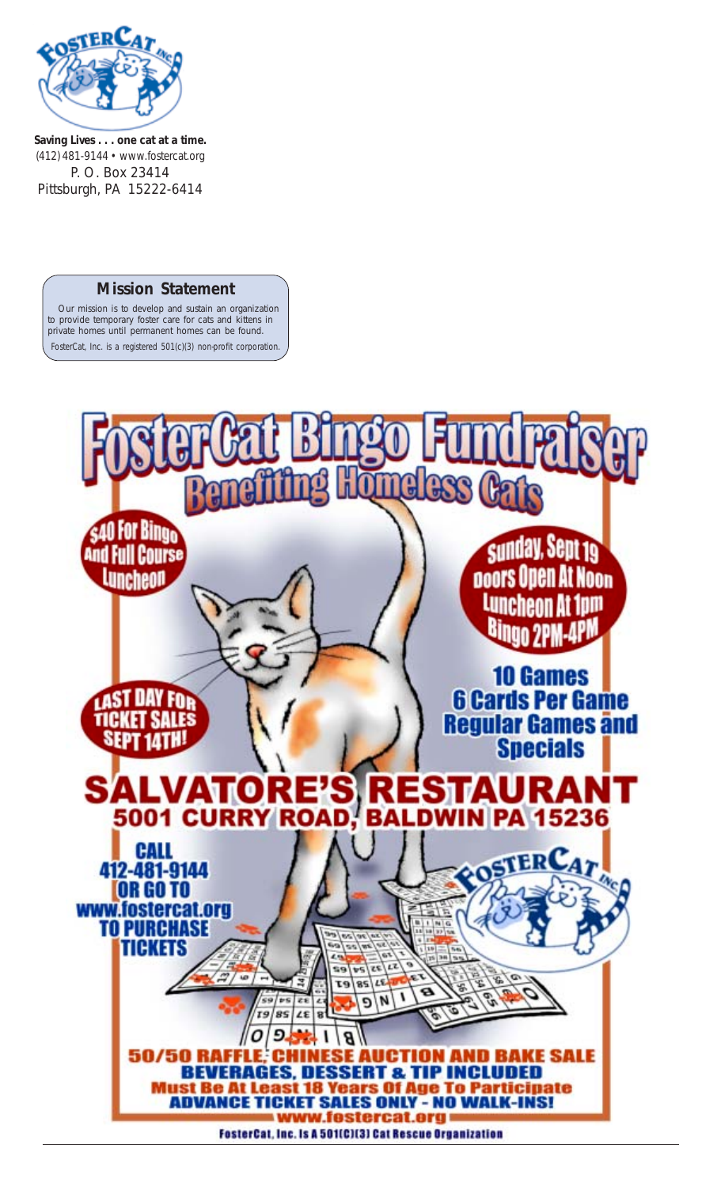**Saving Lives . . . one cat at a time.**
(412) 481-9144 • www.fostercat.org
P. O. Box 23414
Pittsburgh, PA 15222-6414

## Mission Statement

Our mission is to develop and sustain an organization to provide temporary foster care for cats and kittens in private homes until permanent homes can be found.

*FosterCat, Inc. is a registered 501(c)(3) non-profit corporation.*

# FosterCat Bingo Fundraiser

## Benefiting Homeless Cats

**$40 For Bingo And Full Course Luncheon**

**Sunday, Sept 19**
**Doors Open At Noon**
**Luncheon At 1pm**
**Bingo 2PM-4PM**

**LAST DAY FOR TICKET SALES SEPT 14TH!**

**10 Games**
**6 Cards Per Game**
**Regular Games and Specials**

## SALVATORE'S RESTAURANT

**5001 CURRY ROAD, BALDWIN PA 15236**

**CALL 412-481-9144 OR GO TO www.fostercat.org TO PURCHASE TICKETS**

**50/50 RAFFLE, CHINESE AUCTION AND BAKE SALE**
**BEVERAGES, DESSERT & TIP INCLUDED**
**Must Be At Least 18 Years Of Age To Participate**
**ADVANCE TICKET SALES ONLY - NO WALK-INS!**
**www.fostercat.org**

FosterCat, Inc. Is A 501(C)(3) Cat Rescue Organization